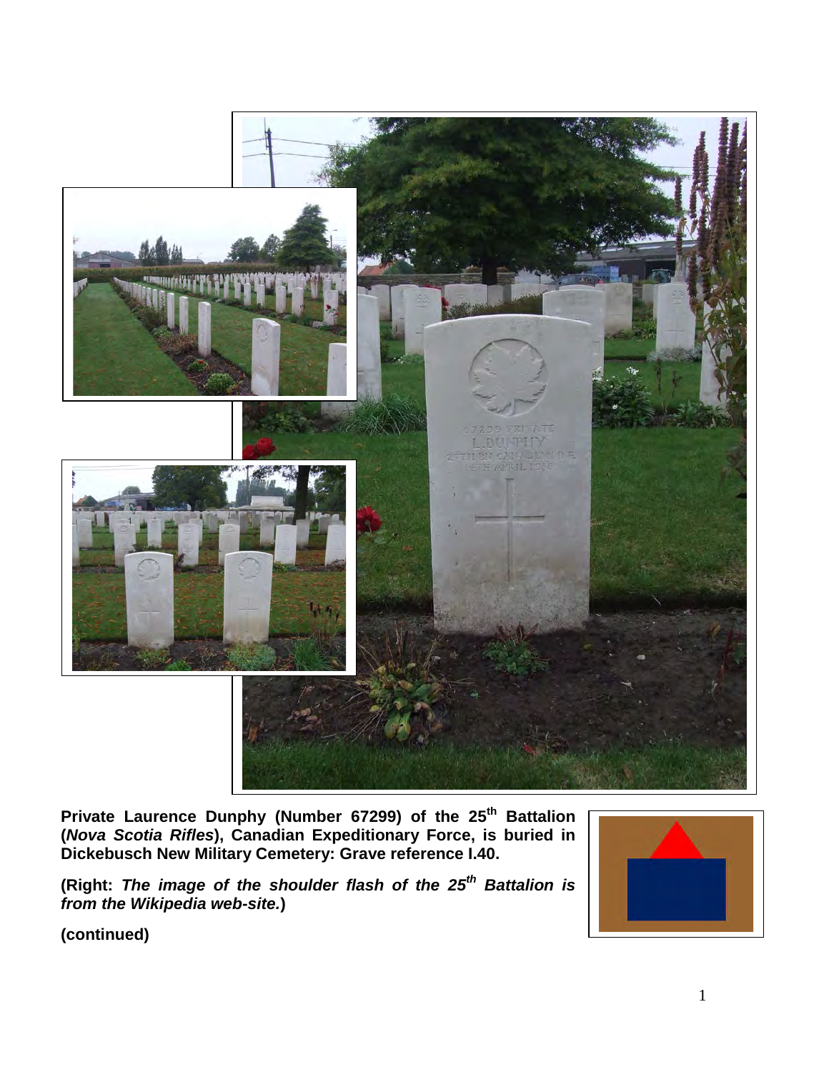**Private Laurence Dunphy (Number 67299) of the 25th Battalion (*Nova Scotia Rifles*), Canadian Expeditionary Force, is buried in Dickebusch New Military Cemetery: Grave reference I.40.**

**(Right: *The image of the shoulder flash of the 25th Battalion is from the Wikipedia web-site.*)**

**(continued)**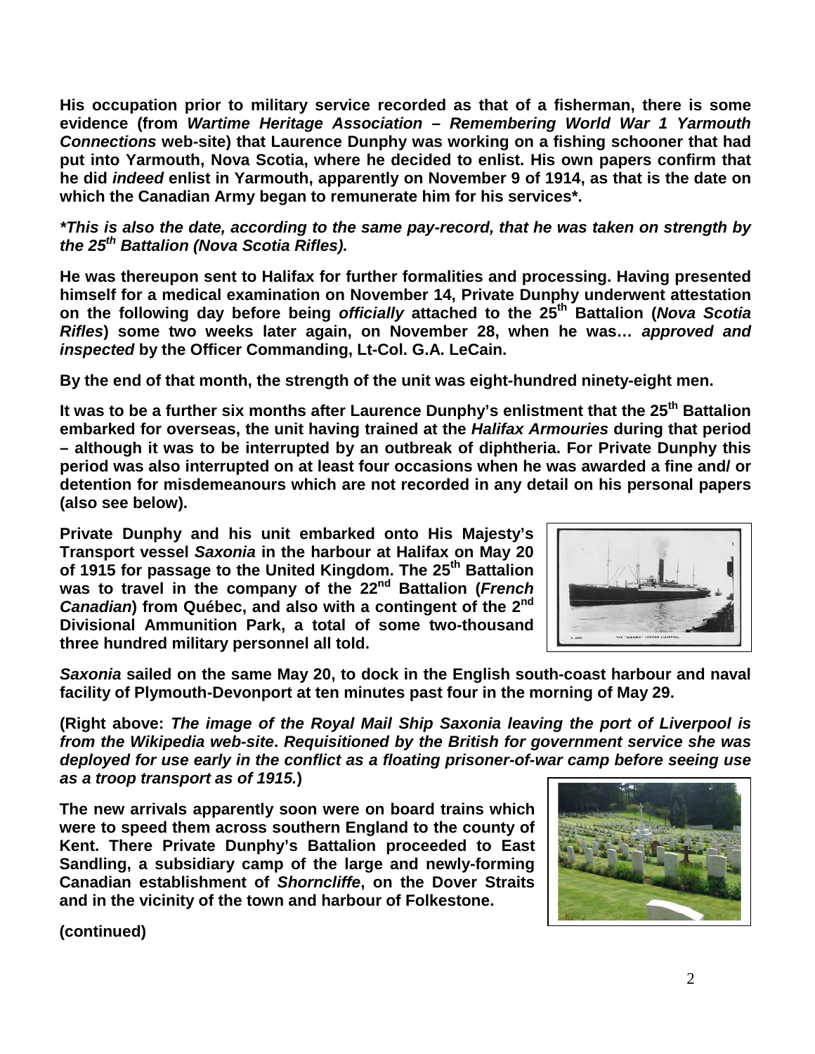**His occupation prior to military service recorded as that of a fisherman, there is some evidence (from *Wartime Heritage Association – Remembering World War 1 Yarmouth Connections* web-site) that Laurence Dunphy was working on a fishing schooner that had put into Yarmouth, Nova Scotia, where he decided to enlist. His own papers confirm that he did *indeed* enlist in Yarmouth, apparently on November 9 of 1914, as that is the date on which the Canadian Army began to remunerate him for his services\*.**

***\*This is also the date, according to the same pay-record, that he was taken on strength by the 25th Battalion (Nova Scotia Rifles).***

**He was thereupon sent to Halifax for further formalities and processing. Having presented himself for a medical examination on November 14, Private Dunphy underwent attestation on the following day before being *officially* attached to the 25th Battalion (*Nova Scotia Rifles*) some two weeks later again, on November 28, when he was… *approved and inspected* by the Officer Commanding, Lt-Col. G.A. LeCain.**

**By the end of that month, the strength of the unit was eight-hundred ninety-eight men.**

**It was to be a further six months after Laurence Dunphy's enlistment that the 25th Battalion embarked for overseas, the unit having trained at the *Halifax Armouries* during that period – although it was to be interrupted by an outbreak of diphtheria. For Private Dunphy this period was also interrupted on at least four occasions when he was awarded a fine and/ or detention for misdemeanours which are not recorded in any detail on his personal papers (also see below).**

**Private Dunphy and his unit embarked onto His Majesty's Transport vessel *Saxonia* in the harbour at Halifax on May 20 of 1915 for passage to the United Kingdom. The 25th Battalion was to travel in the company of the 22nd Battalion (*French Canadian*) from Québec, and also with a contingent of the 2nd Divisional Ammunition Park, a total of some two-thousand three hundred military personnel all told.**

***Saxonia* sailed on the same May 20, to dock in the English south-coast harbour and naval facility of Plymouth-Devonport at ten minutes past four in the morning of May 29.**

**(Right above: *The image of the Royal Mail Ship Saxonia leaving the port of Liverpool is from the Wikipedia web-site*. *Requisitioned by the British for government service she was deployed for use early in the conflict as a floating prisoner-of-war camp before seeing use as a troop transport as of 1915.*)**

**The new arrivals apparently soon were on board trains which were to speed them across southern England to the county of Kent. There Private Dunphy's Battalion proceeded to East Sandling, a subsidiary camp of the large and newly-forming Canadian establishment of *Shorncliffe*, on the Dover Straits and in the vicinity of the town and harbour of Folkestone.**

**(continued)**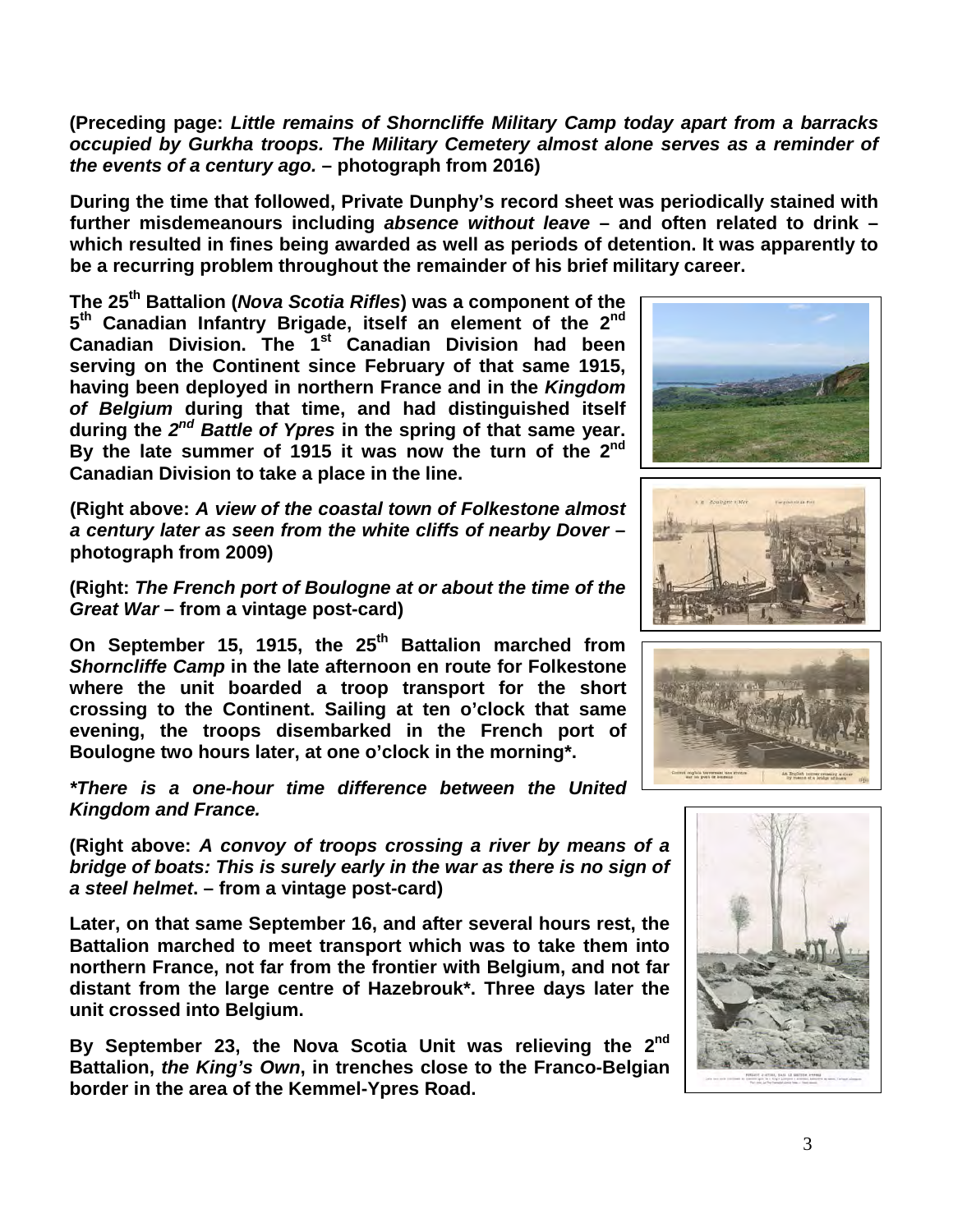**(Preceding page: *Little remains of Shorncliffe Military Camp today apart from a barracks occupied by Gurkha troops. The Military Cemetery almost alone serves as a reminder of the events of a century ago.* – photograph from 2016)**

**During the time that followed, Private Dunphy's record sheet was periodically stained with further misdemeanours including *absence without leave* – and often related to drink – which resulted in fines being awarded as well as periods of detention. It was apparently to be a recurring problem throughout the remainder of his brief military career.**

**The 25th Battalion (*Nova Scotia Rifles*) was a component of the 5th Canadian Infantry Brigade, itself an element of the 2nd Canadian Division. The 1st Canadian Division had been serving on the Continent since February of that same 1915, having been deployed in northern France and in the *Kingdom of Belgium* during that time, and had distinguished itself during the *2nd Battle of Ypres* in the spring of that same year. By the late summer of 1915 it was now the turn of the 2nd Canadian Division to take a place in the line.**

**(Right above: *A view of the coastal town of Folkestone almost a century later as seen from the white cliffs of nearby Dover* – photograph from 2009)**

**(Right: *The French port of Boulogne at or about the time of the Great War* – from a vintage post-card)**

**On September 15, 1915, the 25th Battalion marched from *Shorncliffe Camp* in the late afternoon en route for Folkestone where the unit boarded a troop transport for the short crossing to the Continent. Sailing at ten o'clock that same evening, the troops disembarked in the French port of Boulogne two hours later, at one o'clock in the morning*.**

***\*There is a one-hour time difference between the United Kingdom and France.***

**(Right above: *A convoy of troops crossing a river by means of a bridge of boats: This is surely early in the war as there is no sign of a steel helmet*. – from a vintage post-card)**

**Later, on that same September 16, and after several hours rest, the Battalion marched to meet transport which was to take them into northern France, not far from the frontier with Belgium, and not far distant from the large centre of Hazebrouk*. Three days later the unit crossed into Belgium.**

**By September 23, the Nova Scotia Unit was relieving the 2nd Battalion, *the King's Own*, in trenches close to the Franco-Belgian border in the area of the Kemmel-Ypres Road.**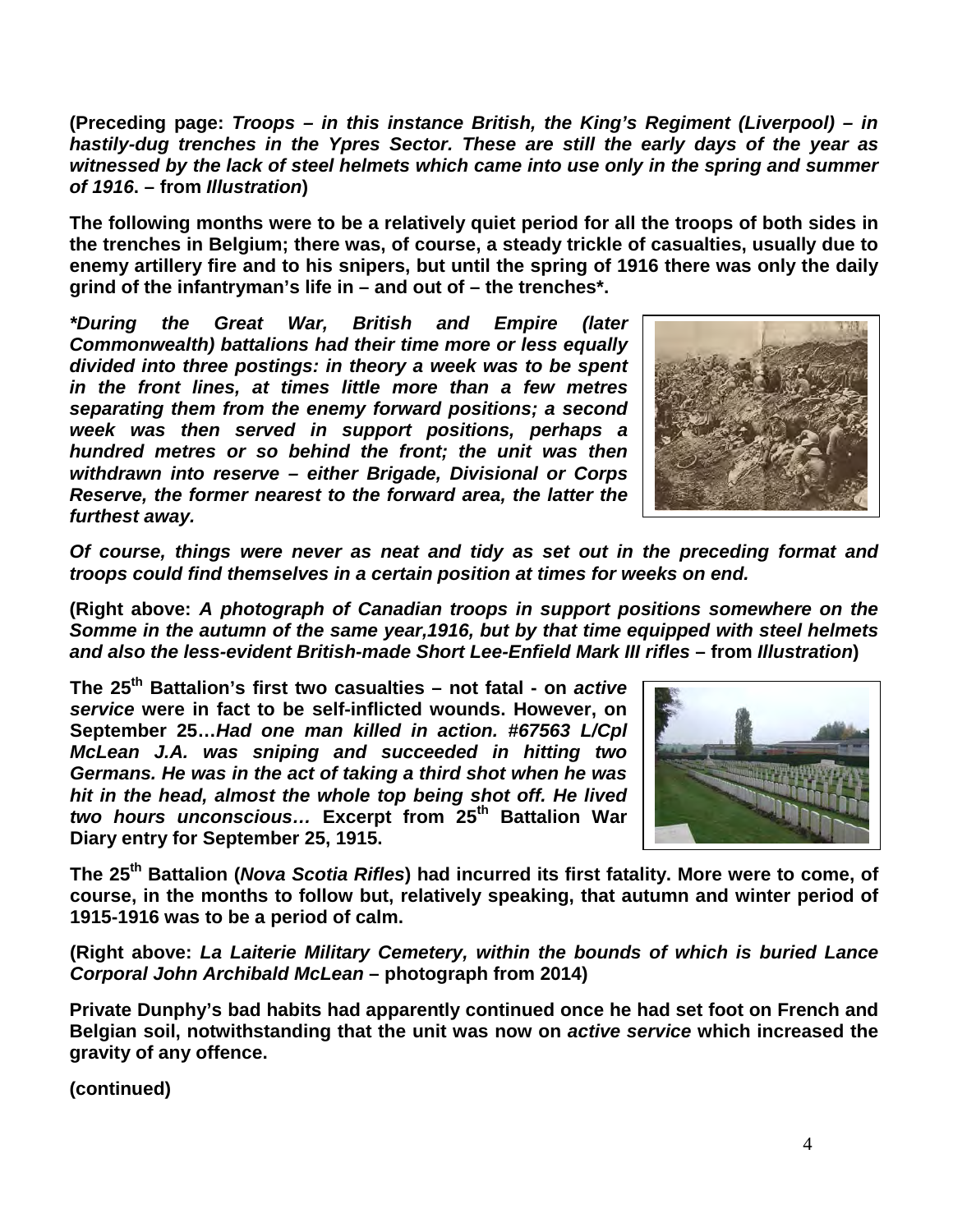**(Preceding page: *Troops – in this instance British, the King's Regiment (Liverpool) – in hastily-dug trenches in the Ypres Sector. These are still the early days of the year as witnessed by the lack of steel helmets which came into use only in the spring and summer of 1916*. – from *Illustration*)**

**The following months were to be a relatively quiet period for all the troops of both sides in the trenches in Belgium; there was, of course, a steady trickle of casualties, usually due to enemy artillery fire and to his snipers, but until the spring of 1916 there was only the daily grind of the infantryman's life in – and out of – the trenches*.**

***\*During the Great War, British and Empire (later Commonwealth) battalions had their time more or less equally divided into three postings: in theory a week was to be spent in the front lines, at times little more than a few metres separating them from the enemy forward positions; a second week was then served in support positions, perhaps a hundred metres or so behind the front; the unit was then withdrawn into reserve – either Brigade, Divisional or Corps Reserve, the former nearest to the forward area, the latter the furthest away.***

***Of course, things were never as neat and tidy as set out in the preceding format and troops could find themselves in a certain position at times for weeks on end.***

**(Right above: *A photograph of Canadian troops in support positions somewhere on the Somme in the autumn of the same year,1916, but by that time equipped with steel helmets and also the less-evident British-made Short Lee-Enfield Mark III rifles* – from *Illustration*)**

**The 25th Battalion's first two casualties – not fatal - on *active service* were in fact to be self-inflicted wounds. However, on September 25…*Had one man killed in action. #67563 L/Cpl McLean J.A. was sniping and succeeded in hitting two Germans. He was in the act of taking a third shot when he was hit in the head, almost the whole top being shot off. He lived two hours unconscious…* Excerpt from 25th Battalion War Diary entry for September 25, 1915.**

**The 25th Battalion (*Nova Scotia Rifles*) had incurred its first fatality. More were to come, of course, in the months to follow but, relatively speaking, that autumn and winter period of 1915-1916 was to be a period of calm.**

**(Right above: *La Laiterie Military Cemetery, within the bounds of which is buried Lance Corporal John Archibald McLean* – photograph from 2014)**

**Private Dunphy's bad habits had apparently continued once he had set foot on French and Belgian soil, notwithstanding that the unit was now on *active service* which increased the gravity of any offence.**

**(continued)**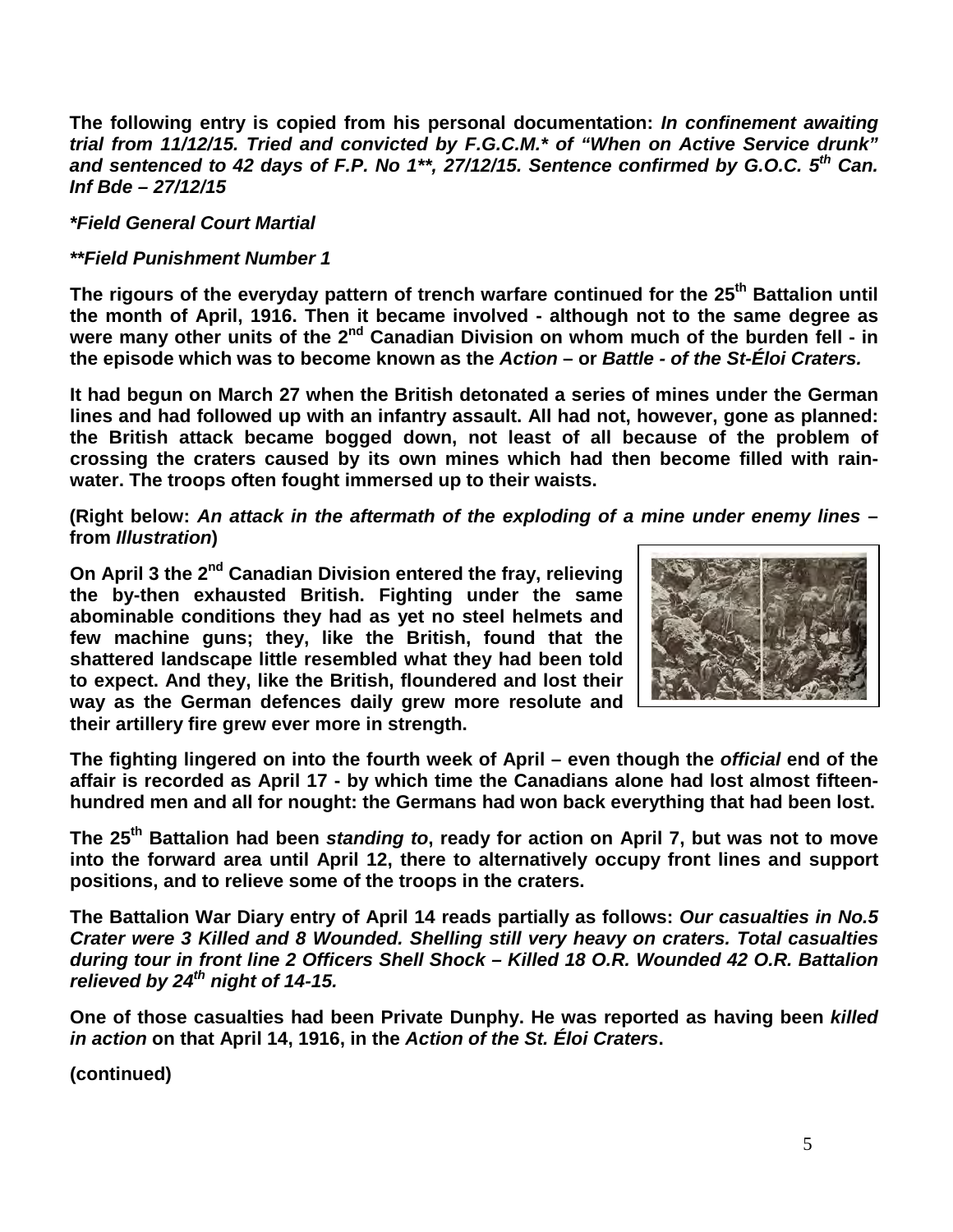**The following entry is copied from his personal documentation:** ***In confinement awaiting trial from 11/12/15. Tried and convicted by F.G.C.M.\* of "When on Active Service drunk" and sentenced to 42 days of F.P. No 1\*\*, 27/12/15. Sentence confirmed by G.O.C. 5th Can. Inf Bde – 27/12/15***

***\*Field General Court Martial***

***\*\*Field Punishment Number 1***

**The rigours of the everyday pattern of trench warfare continued for the 25th Battalion until the month of April, 1916. Then it became involved - although not to the same degree as were many other units of the 2nd Canadian Division on whom much of the burden fell - in the episode which was to become known as the *Action* – or *Battle - of the St-Éloi Craters.***

**It had begun on March 27 when the British detonated a series of mines under the German lines and had followed up with an infantry assault. All had not, however, gone as planned: the British attack became bogged down, not least of all because of the problem of crossing the craters caused by its own mines which had then become filled with rain-water. The troops often fought immersed up to their waists.**

**(Right below: *An attack in the aftermath of the exploding of a mine under enemy lines* – from *Illustration*)**

**On April 3 the 2nd Canadian Division entered the fray, relieving the by-then exhausted British. Fighting under the same abominable conditions they had as yet no steel helmets and few machine guns; they, like the British, found that the shattered landscape little resembled what they had been told to expect. And they, like the British, floundered and lost their way as the German defences daily grew more resolute and their artillery fire grew ever more in strength.**

**The fighting lingered on into the fourth week of April – even though the *official* end of the affair is recorded as April 17 - by which time the Canadians alone had lost almost fifteen-hundred men and all for nought: the Germans had won back everything that had been lost.**

**The 25th Battalion had been *standing to*, ready for action on April 7, but was not to move into the forward area until April 12, there to alternatively occupy front lines and support positions, and to relieve some of the troops in the craters.**

**The Battalion War Diary entry of April 14 reads partially as follows:** ***Our casualties in No.5 Crater were 3 Killed and 8 Wounded. Shelling still very heavy on craters. Total casualties during tour in front line 2 Officers Shell Shock – Killed 18 O.R. Wounded 42 O.R. Battalion relieved by 24th night of 14-15.***

**One of those casualties had been Private Dunphy. He was reported as having been *killed in action* on that April 14, 1916, in the *Action of the St. Éloi Craters*.**

**(continued)**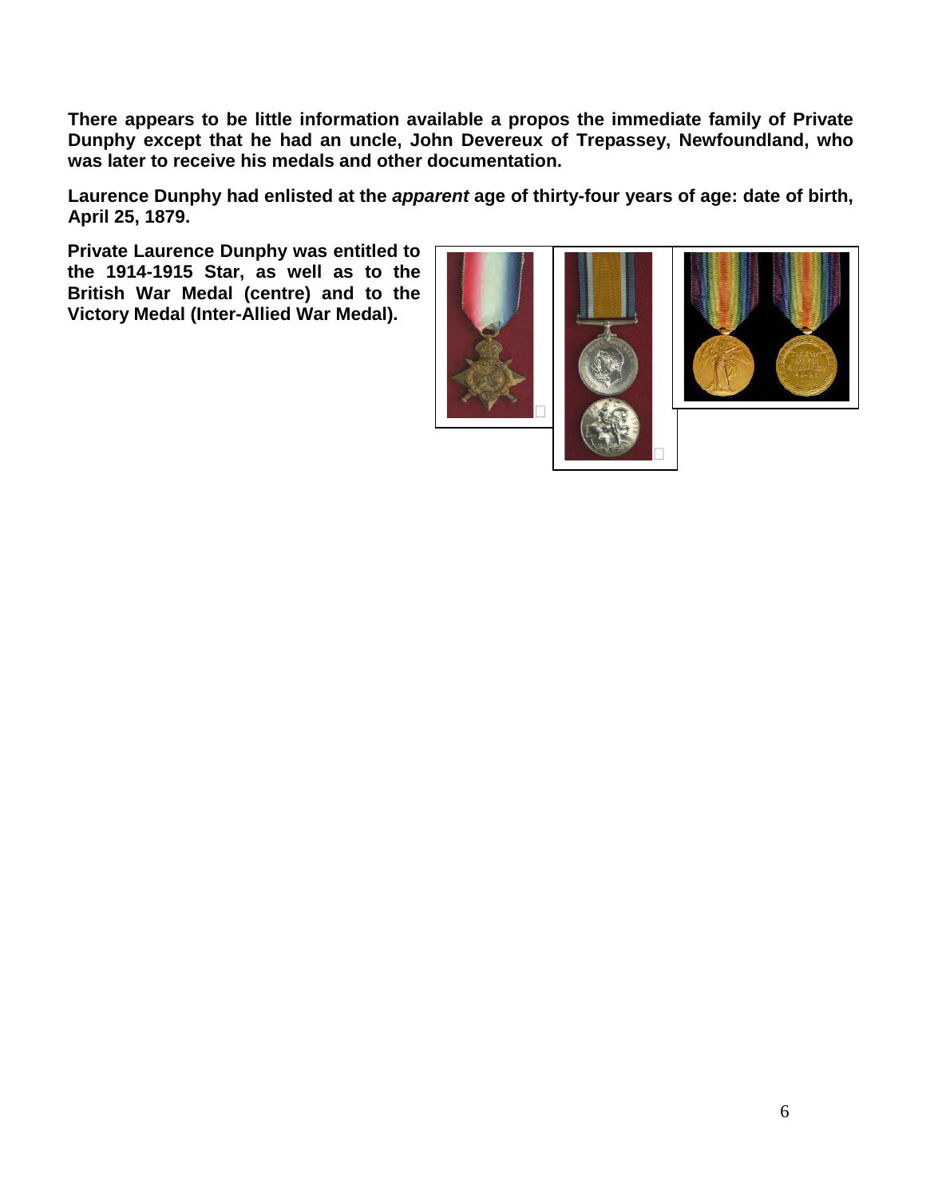**There appears to be little information available a propos the immediate family of Private Dunphy except that he had an uncle, John Devereux of Trepassey, Newfoundland, who was later to receive his medals and other documentation.**

**Laurence Dunphy had enlisted at the *apparent* age of thirty-four years of age: date of birth, April 25, 1879.**

**Private Laurence Dunphy was entitled to the 1914-1915 Star, as well as to the British War Medal (centre) and to the Victory Medal (Inter-Allied War Medal).**